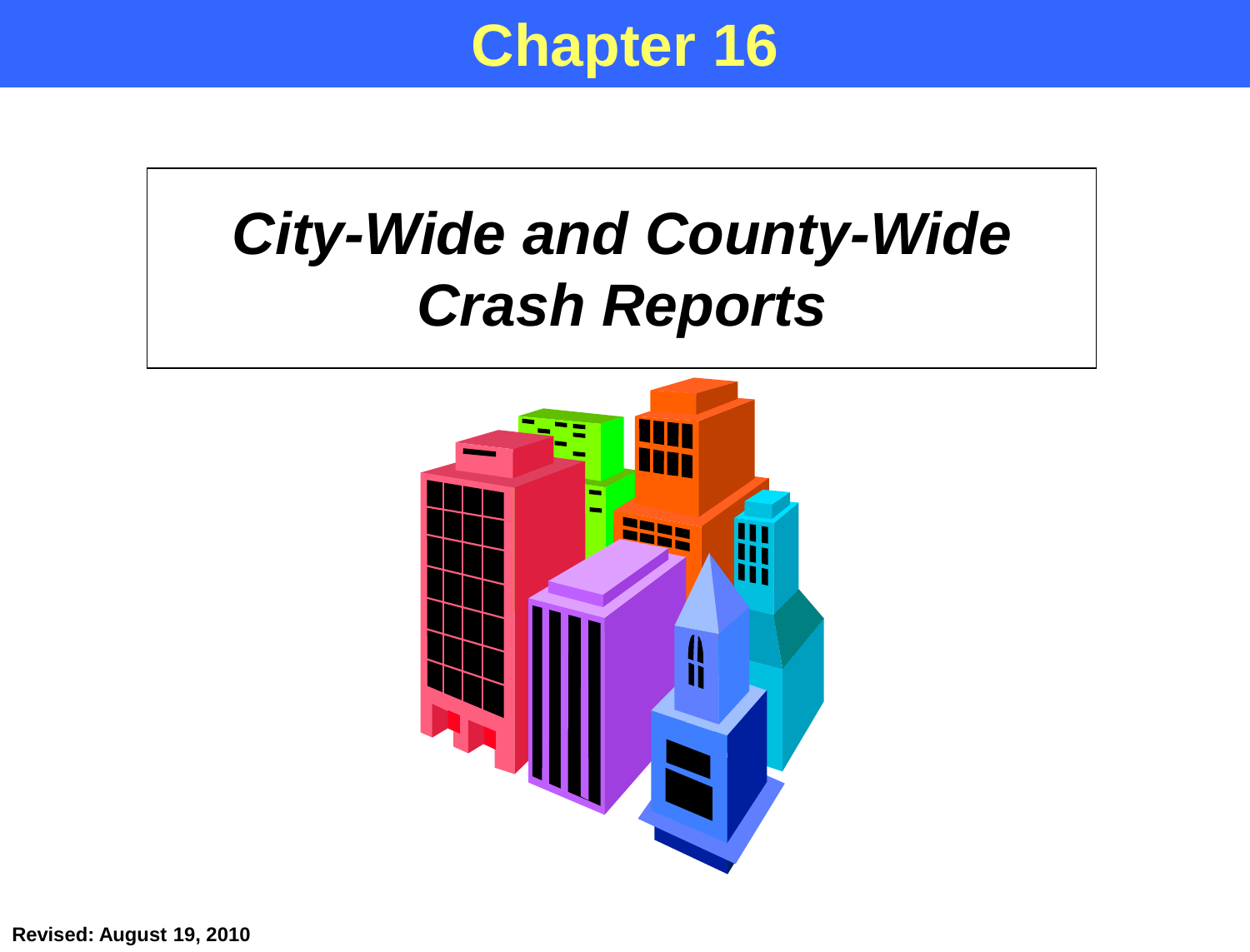# Chapter 16

## *City-Wide and County-Wide Crash Reports*

**Revised: August 19, 2010**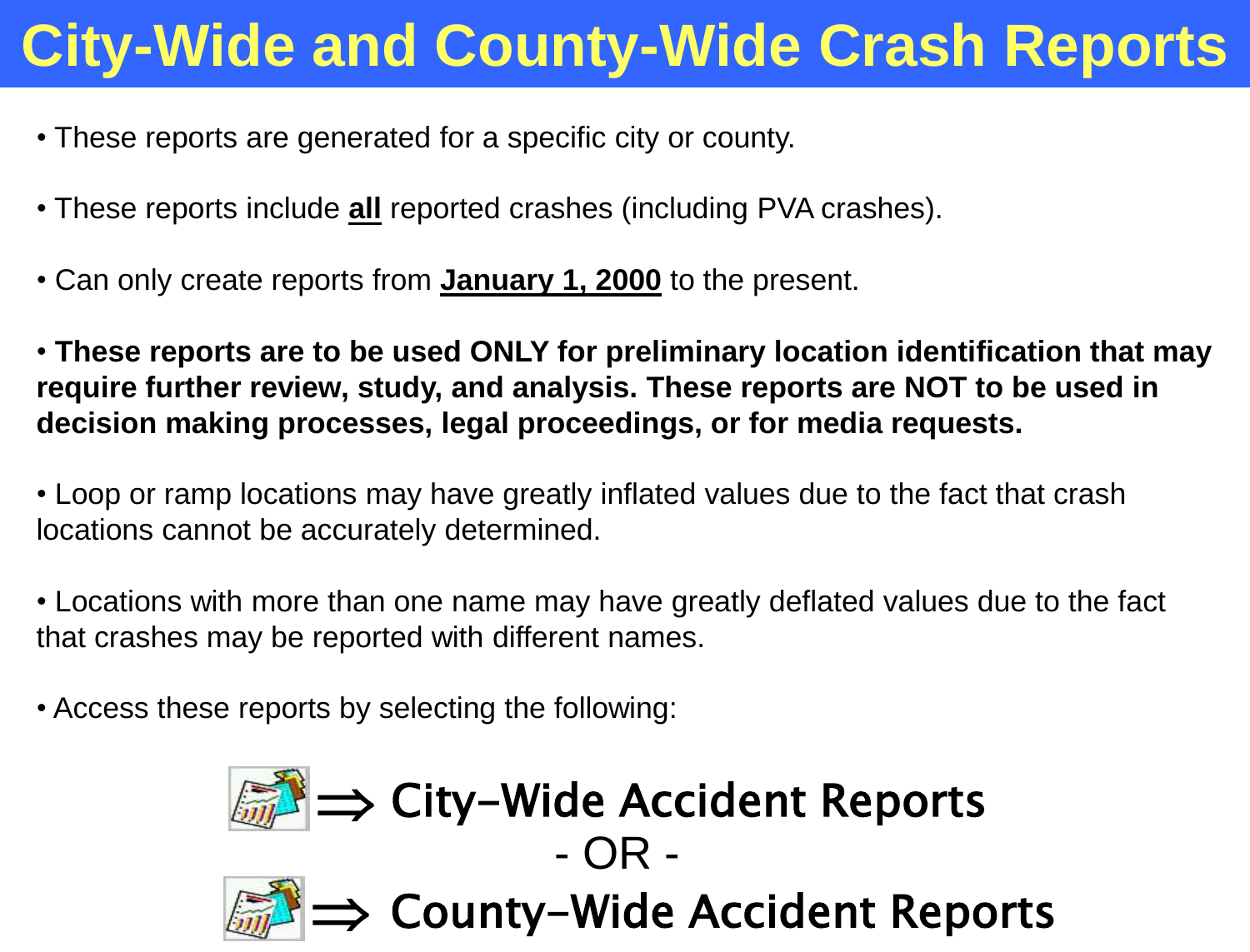# City-Wide and County-Wide Crash Reports

- These reports are generated for a specific city or county.
- These reports include **all** reported crashes (including PVA crashes).
- Can only create reports from **January 1, 2000** to the present.
- **These reports are to be used ONLY for preliminary location identification that may require further review, study, and analysis. These reports are NOT to be used in decision making processes, legal proceedings, or for media requests.**
- Loop or ramp locations may have greatly inflated values due to the fact that crash locations cannot be accurately determined.
- Locations with more than one name may have greatly deflated values due to the fact that crashes may be reported with different names.
- Access these reports by selecting the following:

⇒ **City-Wide Accident Reports**

\- OR -

⇒ **County-Wide Accident Reports**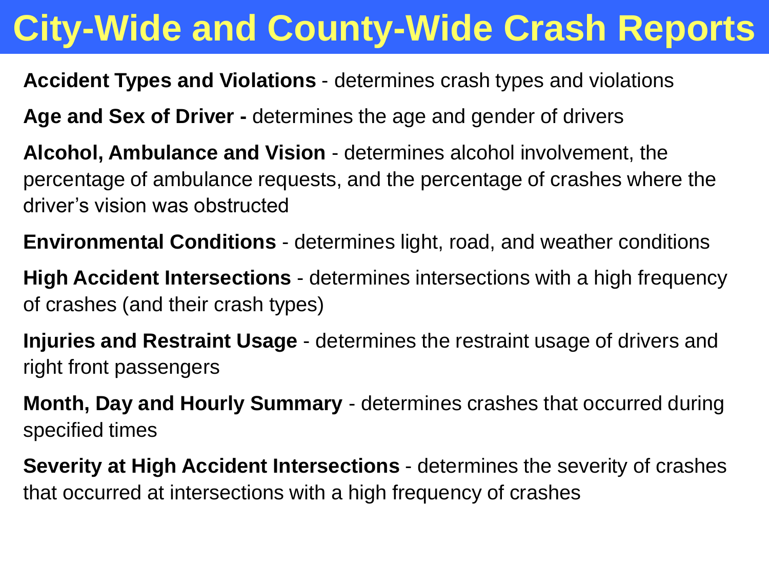# City-Wide and County-Wide Crash Reports

**Accident Types and Violations** - determines crash types and violations

**Age and Sex of Driver -** determines the age and gender of drivers

**Alcohol, Ambulance and Vision** - determines alcohol involvement, the percentage of ambulance requests, and the percentage of crashes where the driver's vision was obstructed

**Environmental Conditions** - determines light, road, and weather conditions

**High Accident Intersections** - determines intersections with a high frequency of crashes (and their crash types)

**Injuries and Restraint Usage** - determines the restraint usage of drivers and right front passengers

**Month, Day and Hourly Summary** - determines crashes that occurred during specified times

**Severity at High Accident Intersections** - determines the severity of crashes that occurred at intersections with a high frequency of crashes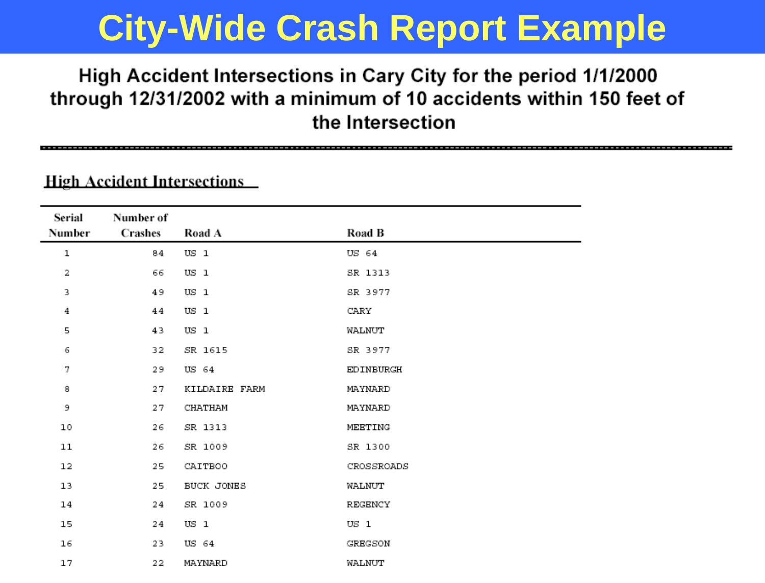# City-Wide Crash Report Example

**High Accident Intersections in Cary City for the period 1/1/2000 through 12/31/2002 with a minimum of 10 accidents within 150 feet of the Intersection**

## High Accident Intersections

| Serial Number | Number of Crashes | Road A | Road B |
|---|---|---|---|
| 1 | 84 | US 1 | US 64 |
| 2 | 66 | US 1 | SR 1313 |
| 3 | 49 | US 1 | SR 3977 |
| 4 | 44 | US 1 | CARY |
| 5 | 43 | US 1 | WALNUT |
| 6 | 32 | SR 1615 | SR 3977 |
| 7 | 29 | US 64 | EDINBURGH |
| 8 | 27 | KILDAIRE FARM | MAYNARD |
| 9 | 27 | CHATHAM | MAYNARD |
| 10 | 26 | SR 1313 | MEETING |
| 11 | 26 | SR 1009 | SR 1300 |
| 12 | 25 | CAITBOO | CROSSROADS |
| 13 | 25 | BUCK JONES | WALNUT |
| 14 | 24 | SR 1009 | REGENCY |
| 15 | 24 | US 1 | US 1 |
| 16 | 23 | US 64 | GREGSON |
| 17 | 22 | MAYNARD | WALNUT |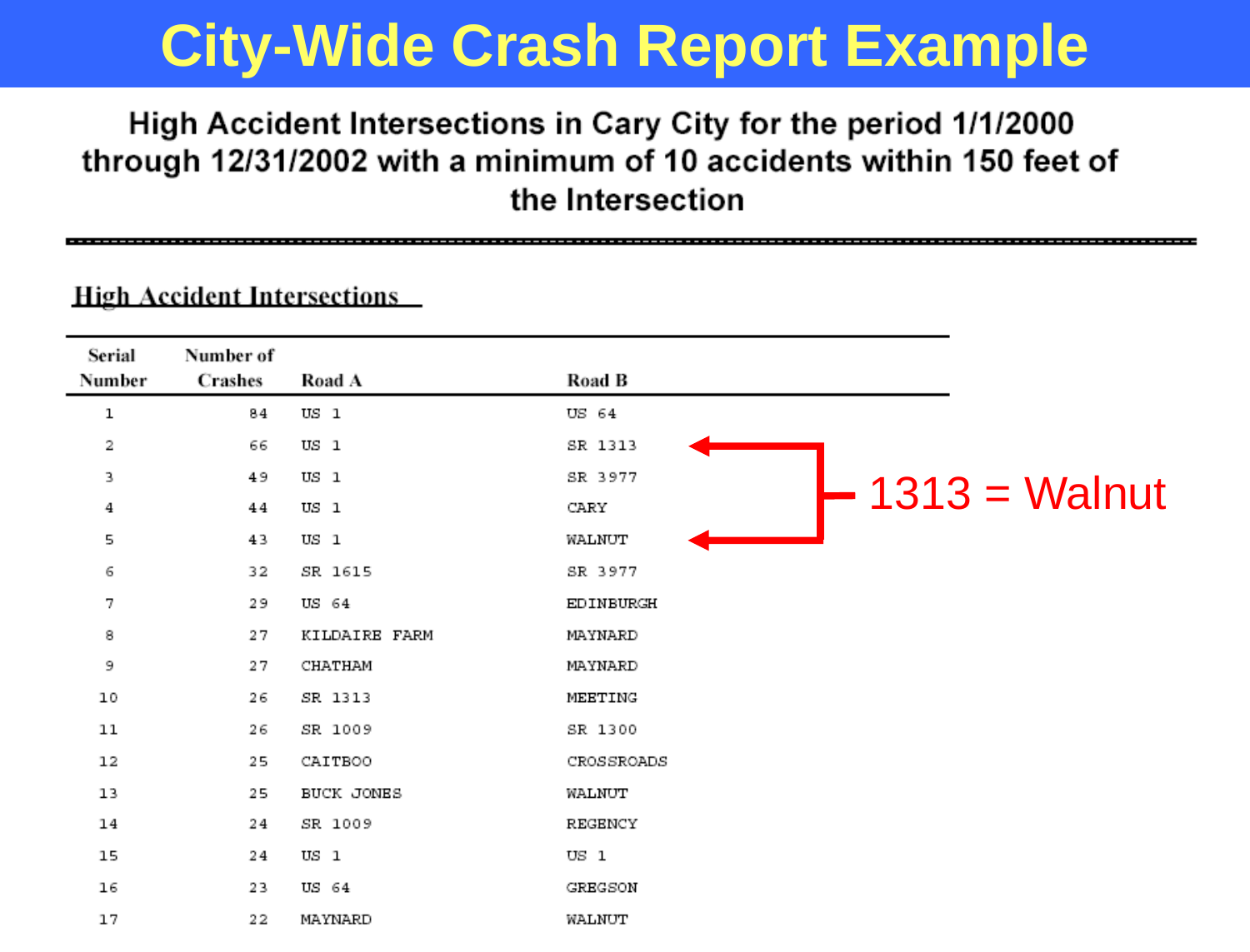# City-Wide Crash Report Example

**High Accident Intersections in Cary City for the period 1/1/2000 through 12/31/2002 with a minimum of 10 accidents within 150 feet of the Intersection**

## High Accident Intersections

| Serial Number | Number of Crashes | Road A | Road B |
|---|---|---|---|
| 1 | 84 | US 1 | US 64 |
| 2 | 66 | US 1 | SR 1313 |
| 3 | 49 | US 1 | SR 3977 |
| 4 | 44 | US 1 | CARY |
| 5 | 43 | US 1 | WALNUT |
| 6 | 32 | SR 1615 | SR 3977 |
| 7 | 29 | US 64 | EDINBURGH |
| 8 | 27 | KILDAIRE FARM | MAYNARD |
| 9 | 27 | CHATHAM | MAYNARD |
| 10 | 26 | SR 1313 | MEETING |
| 11 | 26 | SR 1009 | SR 1300 |
| 12 | 25 | CAITBOO | CROSSROADS |
| 13 | 25 | BUCK JONES | WALNUT |
| 14 | 24 | SR 1009 | REGENCY |
| 15 | 24 | US 1 | US 1 |
| 16 | 23 | US 64 | GREGSON |
| 17 | 22 | MAYNARD | WALNUT |

1313 = Walnut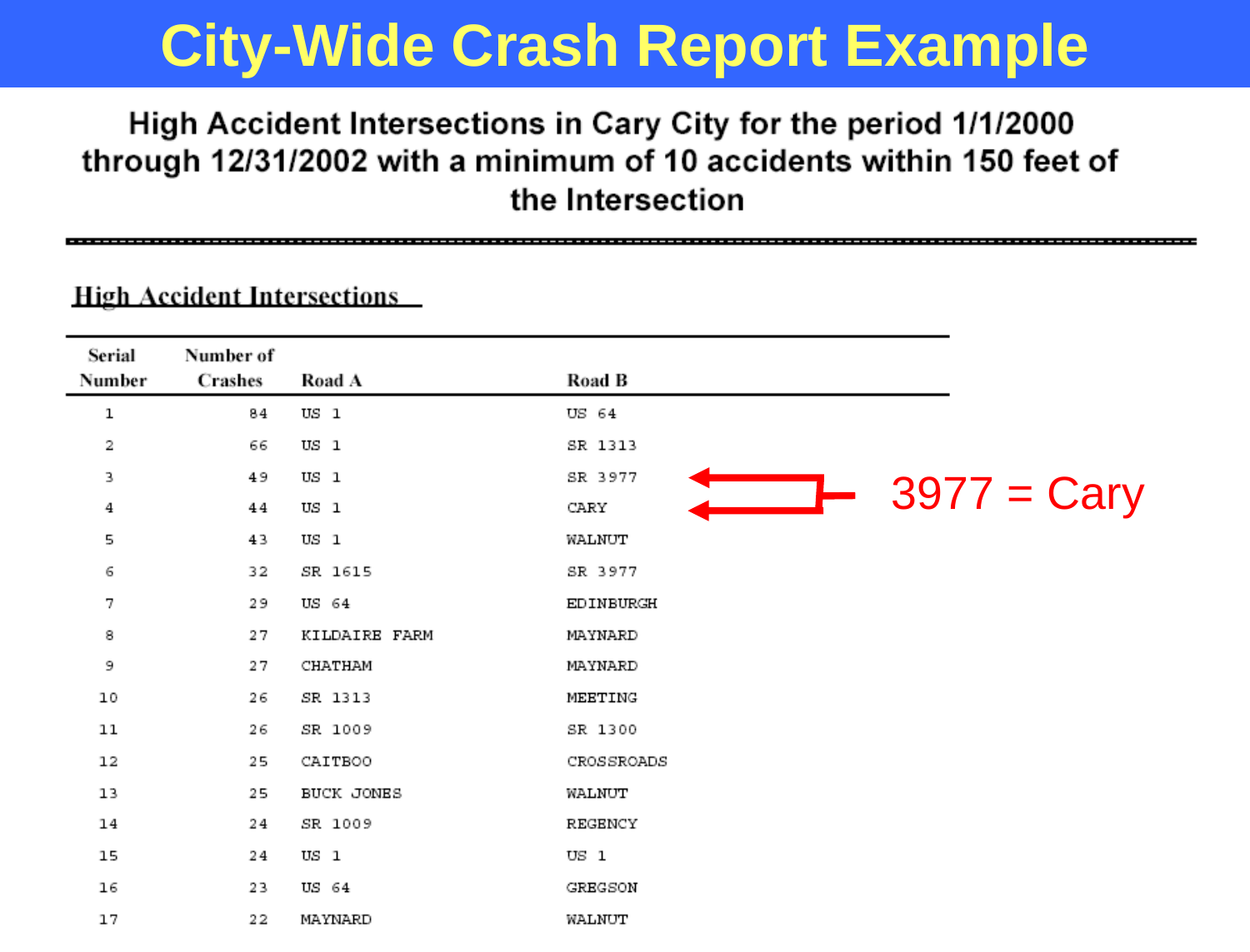# City-Wide Crash Report Example

**High Accident Intersections in Cary City for the period 1/1/2000 through 12/31/2002 with a minimum of 10 accidents within 150 feet of the Intersection**

## High Accident Intersections

| Serial Number | Number of Crashes | Road A | Road B |
|---|---|---|---|
| 1 | 84 | US 1 | US 64 |
| 2 | 66 | US 1 | SR 1313 |
| 3 | 49 | US 1 | SR 3977 |
| 4 | 44 | US 1 | CARY |
| 5 | 43 | US 1 | WALNUT |
| 6 | 32 | SR 1615 | SR 3977 |
| 7 | 29 | US 64 | EDINBURGH |
| 8 | 27 | KILDAIRE FARM | MAYNARD |
| 9 | 27 | CHATHAM | MAYNARD |
| 10 | 26 | SR 1313 | MEETING |
| 11 | 26 | SR 1009 | SR 1300 |
| 12 | 25 | CAITBOO | CROSSROADS |
| 13 | 25 | BUCK JONES | WALNUT |
| 14 | 24 | SR 1009 | REGENCY |
| 15 | 24 | US 1 | US 1 |
| 16 | 23 | US 64 | GREGSON |
| 17 | 22 | MAYNARD | WALNUT |

3977 = Cary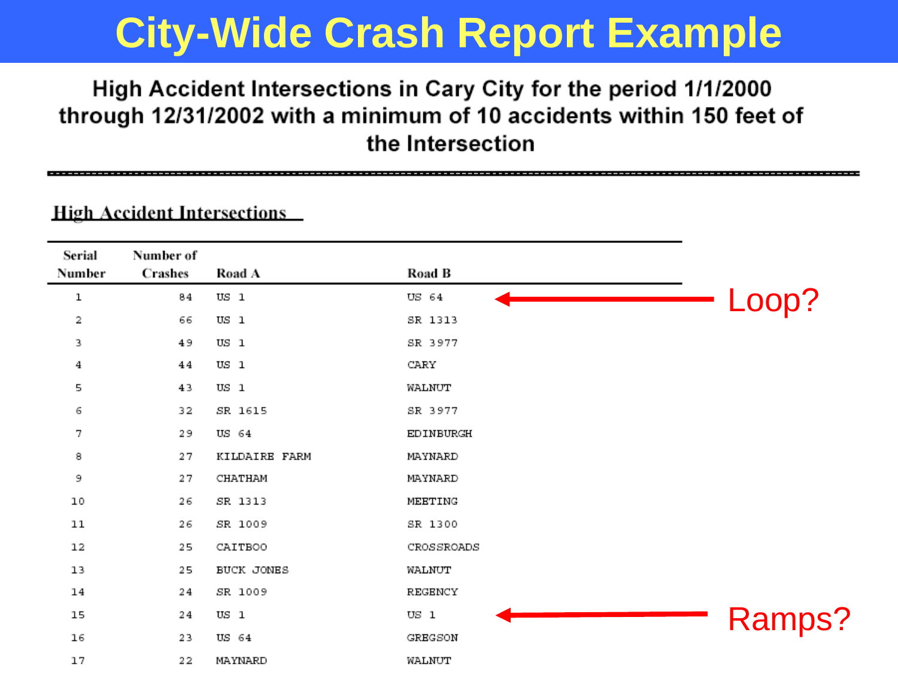# City-Wide Crash Report Example

**High Accident Intersections in Cary City for the period 1/1/2000 through 12/31/2002 with a minimum of 10 accidents within 150 feet of the Intersection**

---

## High Accident Intersections

| Serial Number | Number of Crashes | Road A | Road B | |
|---|---|---|---|---|
| 1 | 84 | US 1 | US 64 | ← Loop? |
| 2 | 66 | US 1 | SR 1313 | |
| 3 | 49 | US 1 | SR 3977 | |
| 4 | 44 | US 1 | CARY | |
| 5 | 43 | US 1 | WALNUT | |
| 6 | 32 | SR 1615 | SR 3977 | |
| 7 | 29 | US 64 | EDINBURGH | |
| 8 | 27 | KILDAIRE FARM | MAYNARD | |
| 9 | 27 | CHATHAM | MAYNARD | |
| 10 | 26 | SR 1313 | MEETING | |
| 11 | 26 | SR 1009 | SR 1300 | |
| 12 | 25 | CAITBOO | CROSSROADS | |
| 13 | 25 | BUCK JONES | WALNUT | |
| 14 | 24 | SR 1009 | REGENCY | |
| 15 | 24 | US 1 | US 1 | ← Ramps? |
| 16 | 23 | US 64 | GREGSON | |
| 17 | 22 | MAYNARD | WALNUT | |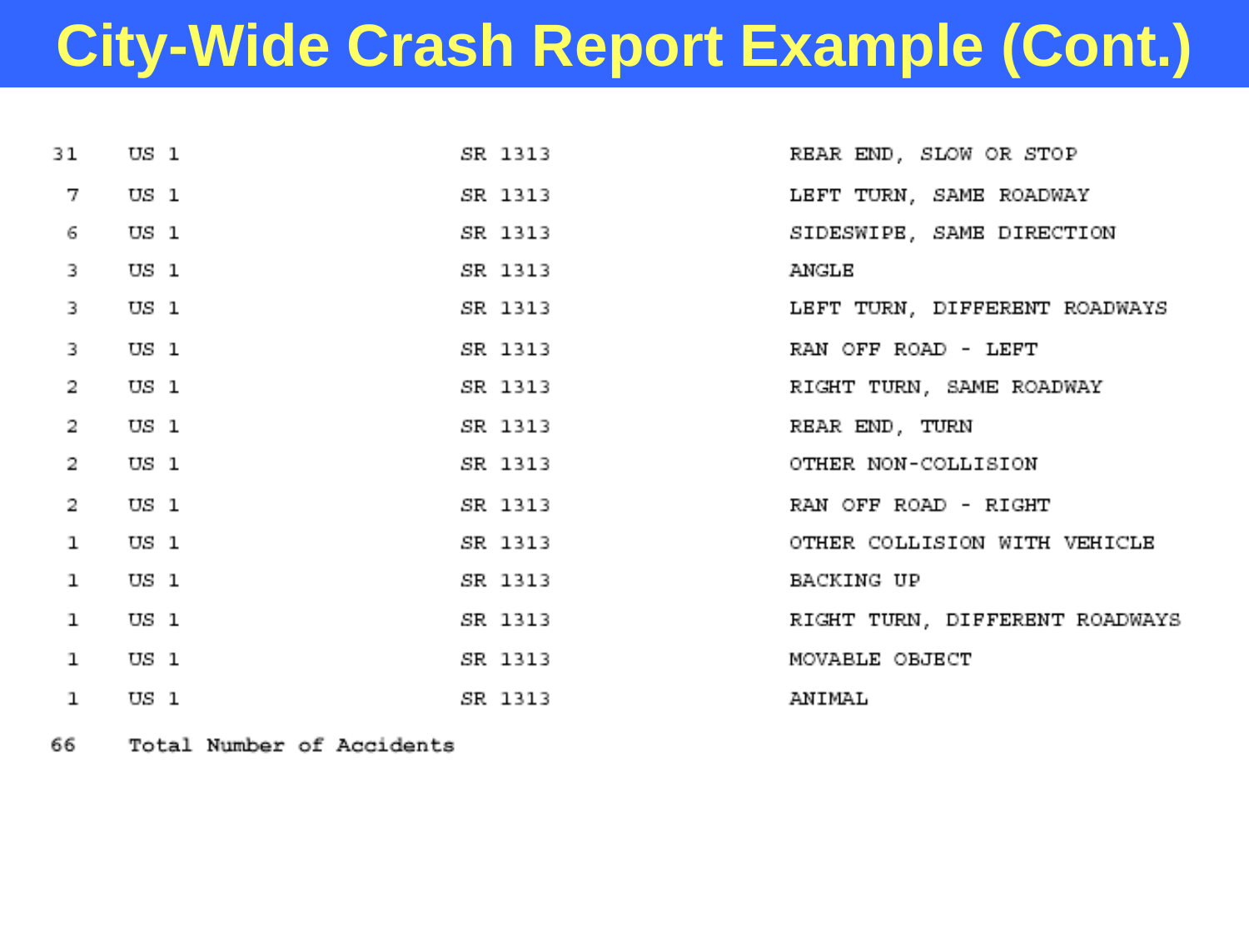# City-Wide Crash Report Example (Cont.)

| | | | |
|---|---|---|---|
| 31 | US 1 | SR 1313 | REAR END, SLOW OR STOP |
| 7 | US 1 | SR 1313 | LEFT TURN, SAME ROADWAY |
| 6 | US 1 | SR 1313 | SIDESWIPE, SAME DIRECTION |
| 3 | US 1 | SR 1313 | ANGLE |
| 3 | US 1 | SR 1313 | LEFT TURN, DIFFERENT ROADWAYS |
| 3 | US 1 | SR 1313 | RAN OFF ROAD - LEFT |
| 2 | US 1 | SR 1313 | RIGHT TURN, SAME ROADWAY |
| 2 | US 1 | SR 1313 | REAR END, TURN |
| 2 | US 1 | SR 1313 | OTHER NON-COLLISION |
| 2 | US 1 | SR 1313 | RAN OFF ROAD - RIGHT |
| 1 | US 1 | SR 1313 | OTHER COLLISION WITH VEHICLE |
| 1 | US 1 | SR 1313 | BACKING UP |
| 1 | US 1 | SR 1313 | RIGHT TURN, DIFFERENT ROADWAYS |
| 1 | US 1 | SR 1313 | MOVABLE OBJECT |
| 1 | US 1 | SR 1313 | ANIMAL |
| 66 | Total Number of Accidents | | |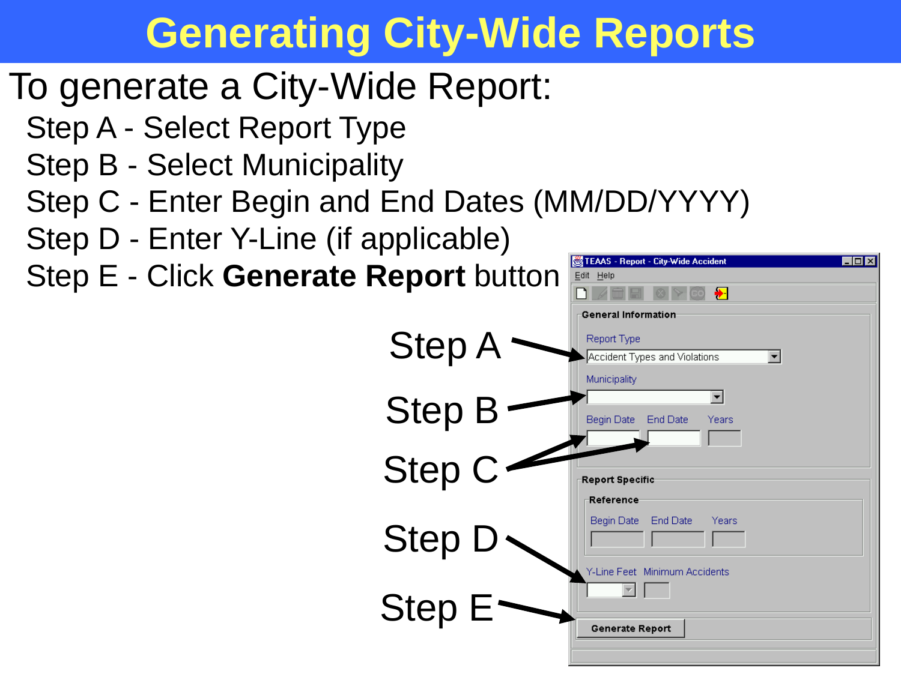# Generating City-Wide Reports

To generate a City-Wide Report:

- Step A - Select Report Type
- Step B - Select Municipality
- Step C - Enter Begin and End Dates (MM/DD/YYYY)
- Step D - Enter Y-Line (if applicable)
- Step E - Click **Generate Report** button

Step A

Step B

Step C

Step D

Step E

TEAAS - Report - City-Wide Accident

Edit Help

General Information

Report Type

Accident Types and Violations

Municipality

Begin Date End Date Years

Report Specific

Reference

Begin Date End Date Years

Y-Line Feet Minimum Accidents

Generate Report